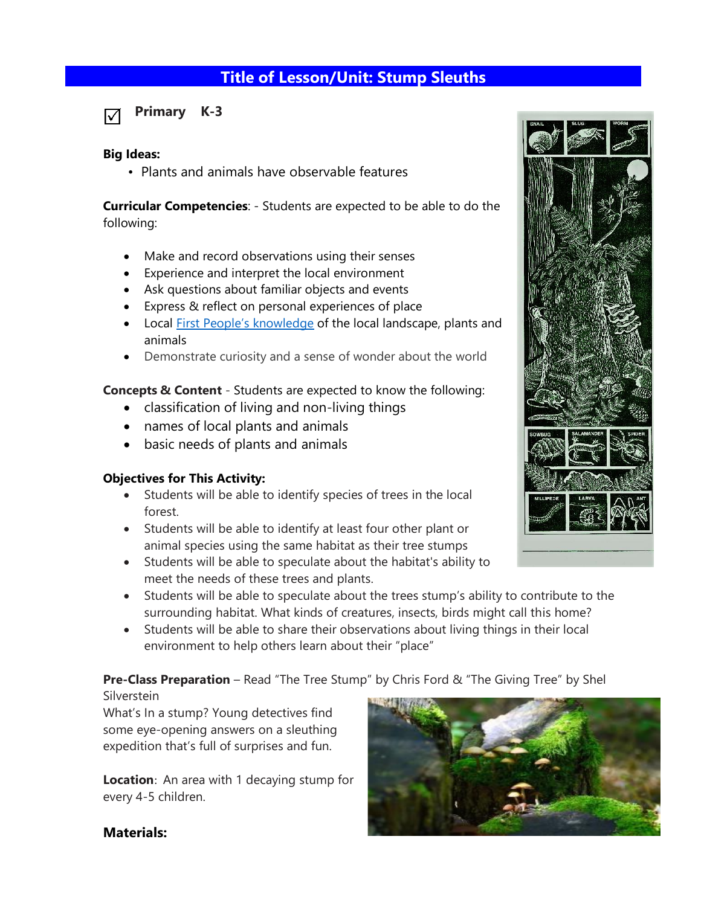# Title of Lesson/Unit: Stump Sleuths

☑ **Primary K-3**

**Big Ideas:**

- Plants and animals have observable features

**Curricular Competencies**: - Students are expected to be able to do the following:

- Make and record observations using their senses
- Experience and interpret the local environment
- Ask questions about familiar objects and events
- Express & reflect on personal experiences of place
- Local First People's knowledge of the local landscape, plants and animals
- Demonstrate curiosity and a sense of wonder about the world

**Concepts & Content** - Students are expected to know the following:

- classification of living and non-living things
- names of local plants and animals
- basic needs of plants and animals

**Objectives for This Activity:**

- Students will be able to identify species of trees in the local forest.
- Students will be able to identify at least four other plant or animal species using the same habitat as their tree stumps
- Students will be able to speculate about the habitat's ability to meet the needs of these trees and plants.
- Students will be able to speculate about the trees stump's ability to contribute to the surrounding habitat. What kinds of creatures, insects, birds might call this home?
- Students will be able to share their observations about living things in their local environment to help others learn about their "place"

**Pre-Class Preparation** – Read "The Tree Stump" by Chris Ford & "The Giving Tree" by Shel Silverstein

What's In a stump? Young detectives find some eye-opening answers on a sleuthing expedition that's full of surprises and fun.

**Location**: An area with 1 decaying stump for every 4-5 children.

**Materials:**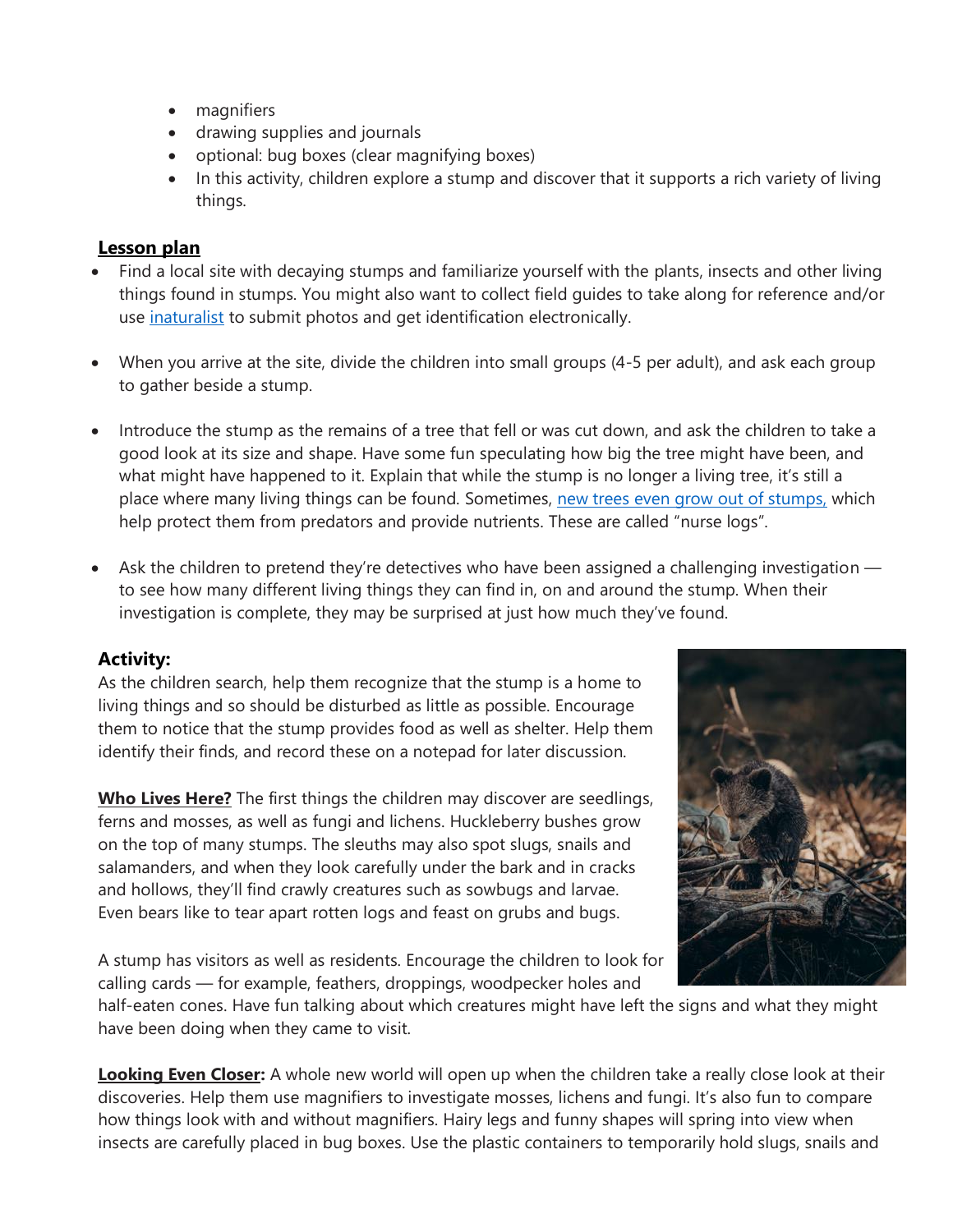- magnifiers
- drawing supplies and journals
- optional: bug boxes (clear magnifying boxes)
- In this activity, children explore a stump and discover that it supports a rich variety of living things.

## Lesson plan

- Find a local site with decaying stumps and familiarize yourself with the plants, insects and other living things found in stumps. You might also want to collect field guides to take along for reference and/or use inaturalist to submit photos and get identification electronically.

- When you arrive at the site, divide the children into small groups (4-5 per adult), and ask each group to gather beside a stump.

- Introduce the stump as the remains of a tree that fell or was cut down, and ask the children to take a good look at its size and shape. Have some fun speculating how big the tree might have been, and what might have happened to it. Explain that while the stump is no longer a living tree, it's still a place where many living things can be found. Sometimes, new trees even grow out of stumps, which help protect them from predators and provide nutrients. These are called "nurse logs".

- Ask the children to pretend they're detectives who have been assigned a challenging investigation — to see how many different living things they can find in, on and around the stump. When their investigation is complete, they may be surprised at just how much they've found.

### Activity:

As the children search, help them recognize that the stump is a home to living things and so should be disturbed as little as possible. Encourage them to notice that the stump provides food as well as shelter. Help them identify their finds, and record these on a notepad for later discussion.

**Who Lives Here?** The first things the children may discover are seedlings, ferns and mosses, as well as fungi and lichens. Huckleberry bushes grow on the top of many stumps. The sleuths may also spot slugs, snails and salamanders, and when they look carefully under the bark and in cracks and hollows, they'll find crawly creatures such as sowbugs and larvae. Even bears like to tear apart rotten logs and feast on grubs and bugs.

A stump has visitors as well as residents. Encourage the children to look for calling cards — for example, feathers, droppings, woodpecker holes and half-eaten cones. Have fun talking about which creatures might have left the signs and what they might have been doing when they came to visit.

**Looking Even Closer:** A whole new world will open up when the children take a really close look at their discoveries. Help them use magnifiers to investigate mosses, lichens and fungi. It's also fun to compare how things look with and without magnifiers. Hairy legs and funny shapes will spring into view when insects are carefully placed in bug boxes. Use the plastic containers to temporarily hold slugs, snails and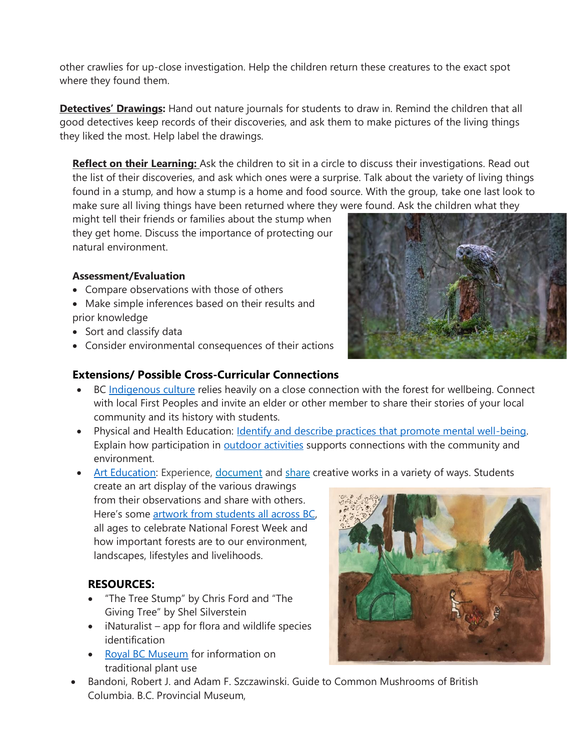other crawlies for up-close investigation. Help the children return these creatures to the exact spot where they found them.

**Detectives' Drawings:** Hand out nature journals for students to draw in. Remind the children that all good detectives keep records of their discoveries, and ask them to make pictures of the living things they liked the most. Help label the drawings.

**Reflect on their Learning:** Ask the children to sit in a circle to discuss their investigations. Read out the list of their discoveries, and ask which ones were a surprise. Talk about the variety of living things found in a stump, and how a stump is a home and food source. With the group, take one last look to make sure all living things have been returned where they were found. Ask the children what they might tell their friends or families about the stump when they get home. Discuss the importance of protecting our natural environment.

### Assessment/Evaluation

- Compare observations with those of others
- Make simple inferences based on their results and prior knowledge
- Sort and classify data
- Consider environmental consequences of their actions

### Extensions/ Possible Cross-Curricular Connections

- BC Indigenous culture relies heavily on a close connection with the forest for wellbeing. Connect with local First Peoples and invite an elder or other member to share their stories of your local community and its history with students.
- Physical and Health Education: Identify and describe practices that promote mental well-being. Explain how participation in outdoor activities supports connections with the community and environment.
- Art Education: Experience, document and share creative works in a variety of ways. Students create an art display of the various drawings from their observations and share with others. Here's some artwork from students all across BC, all ages to celebrate National Forest Week and how important forests are to our environment, landscapes, lifestyles and livelihoods.

### RESOURCES:

- "The Tree Stump" by Chris Ford and "The Giving Tree" by Shel Silverstein
- iNaturalist – app for flora and wildlife species identification
- Royal BC Museum for information on traditional plant use
- Bandoni, Robert J. and Adam F. Szczawinski. Guide to Common Mushrooms of British Columbia. B.C. Provincial Museum,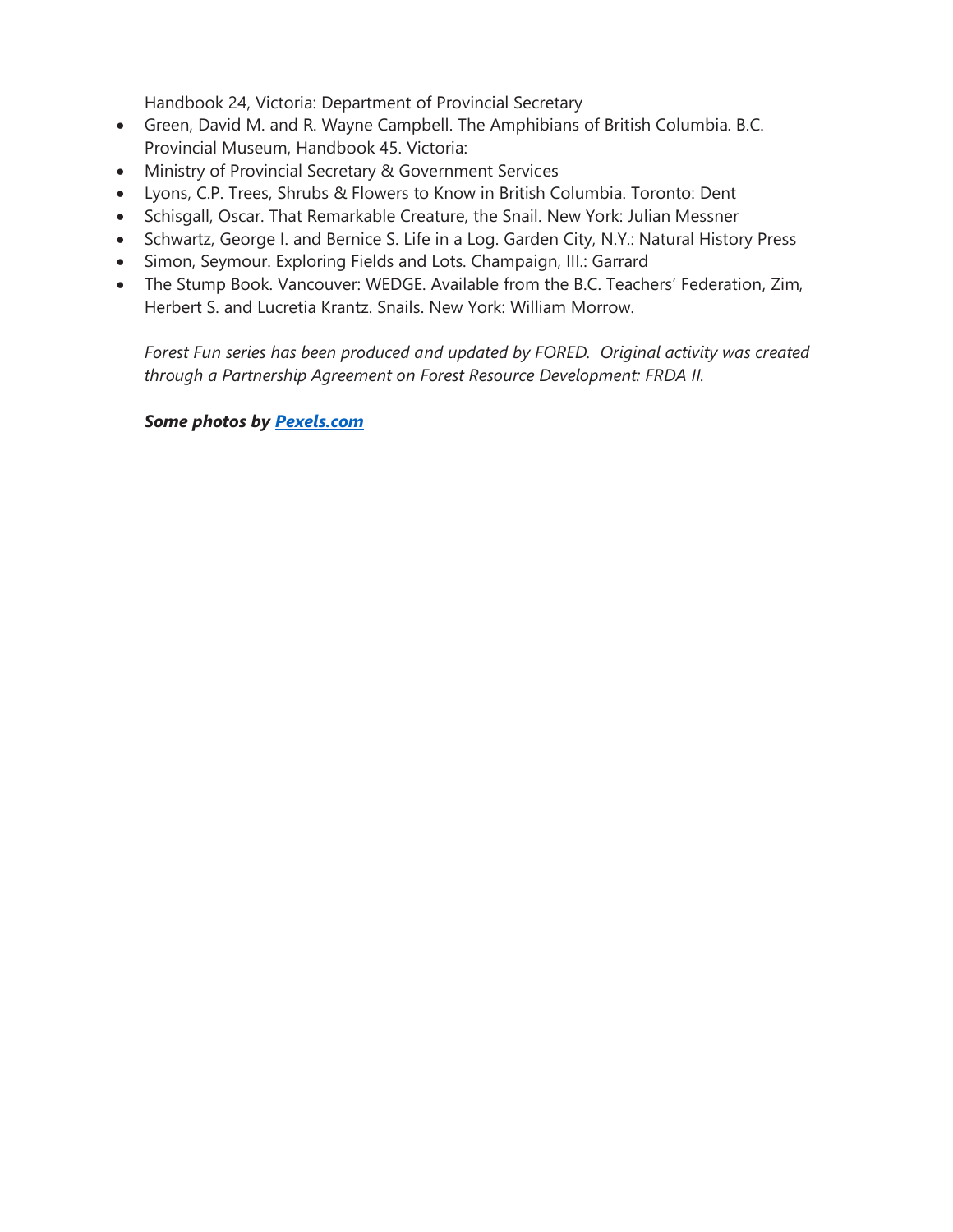Handbook 24, Victoria: Department of Provincial Secretary

- Green, David M. and R. Wayne Campbell. The Amphibians of British Columbia. B.C. Provincial Museum, Handbook 45. Victoria:
- Ministry of Provincial Secretary & Government Services
- Lyons, C.P. Trees, Shrubs & Flowers to Know in British Columbia. Toronto: Dent
- Schisgall, Oscar. That Remarkable Creature, the Snail. New York: Julian Messner
- Schwartz, George I. and Bernice S. Life in a Log. Garden City, N.Y.: Natural History Press
- Simon, Seymour. Exploring Fields and Lots. Champaign, Ill.: Garrard
- The Stump Book. Vancouver: WEDGE. Available from the B.C. Teachers' Federation, Zim, Herbert S. and Lucretia Krantz. Snails. New York: William Morrow.

*Forest Fun series has been produced and updated by FORED. Original activity was created through a Partnership Agreement on Forest Resource Development: FRDA II.*

***Some photos by [Pexels.com](Pexels.com)***